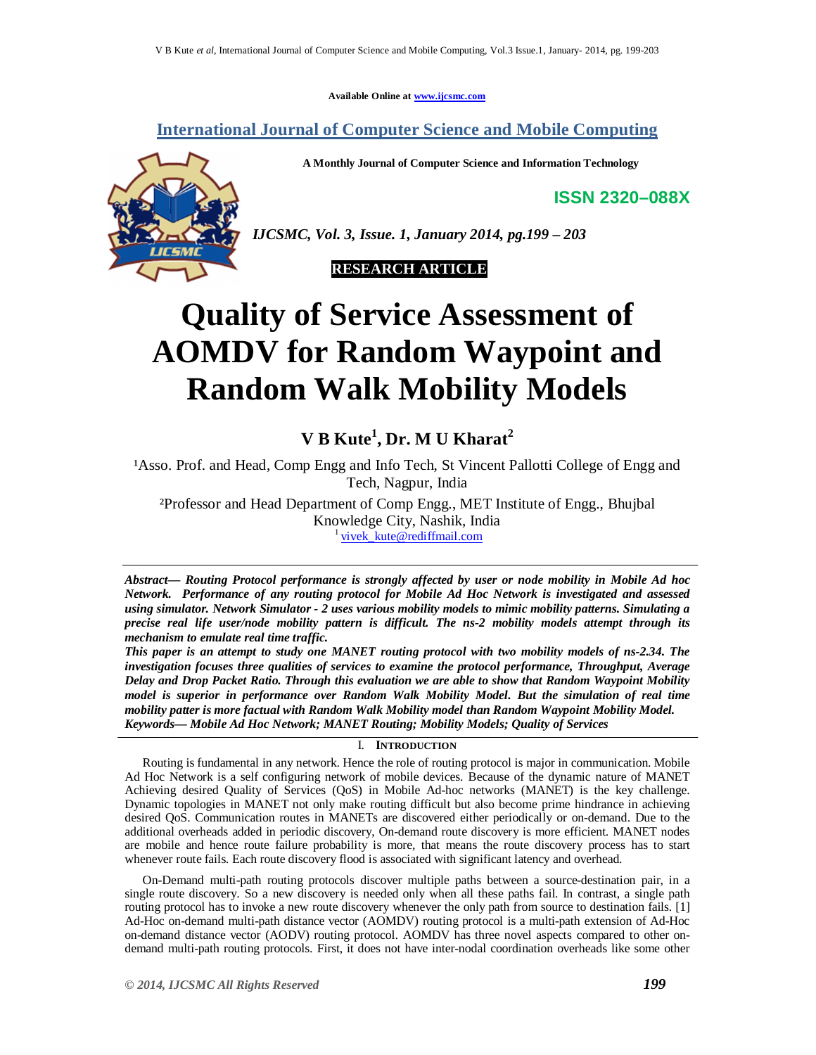Available Online at www.ijcsmc.com

**International Journal of Computer Science and Mobile Computing**

**A Monthly Journal of Computer Science and Information Technology**

**ISSN 2320–088X**

***IJCSMC, Vol. 3, Issue. 1, January 2014, pg.199 – 203***

**RESEARCH ARTICLE**

# Quality of Service Assessment of AOMDV for Random Waypoint and Random Walk Mobility Models

**V B Kute[1], Dr. M U Kharat[2]**

[1]Asso. Prof. and Head, Comp Engg and Info Tech, St Vincent Pallotti College of Engg and Tech, Nagpur, India

[2]Professor and Head Department of Comp Engg., MET Institute of Engg., Bhujbal Knowledge City, Nashik, India

[1] vivek_kute@rediffmail.com

***Abstract— Routing Protocol performance is strongly affected by user or node mobility in Mobile Ad hoc Network. Performance of any routing protocol for Mobile Ad Hoc Network is investigated and assessed using simulator. Network Simulator - 2 uses various mobility models to mimic mobility patterns. Simulating a precise real life user/node mobility pattern is difficult. The ns-2 mobility models attempt through its mechanism to emulate real time traffic.***

***This paper is an attempt to study one MANET routing protocol with two mobility models of ns-2.34. The investigation focuses three qualities of services to examine the protocol performance, Throughput, Average Delay and Drop Packet Ratio. Through this evaluation we are able to show that Random Waypoint Mobility model is superior in performance over Random Walk Mobility Model. But the simulation of real time mobility patter is more factual with Random Walk Mobility model than Random Waypoint Mobility Model.***

***Keywords— Mobile Ad Hoc Network; MANET Routing; Mobility Models; Quality of Services***

## I. Introduction

Routing is fundamental in any network. Hence the role of routing protocol is major in communication. Mobile Ad Hoc Network is a self configuring network of mobile devices. Because of the dynamic nature of MANET Achieving desired Quality of Services (QoS) in Mobile Ad-hoc networks (MANET) is the key challenge. Dynamic topologies in MANET not only make routing difficult but also become prime hindrance in achieving desired QoS. Communication routes in MANETs are discovered either periodically or on-demand. Due to the additional overheads added in periodic discovery, On-demand route discovery is more efficient. MANET nodes are mobile and hence route failure probability is more, that means the route discovery process has to start whenever route fails. Each route discovery flood is associated with significant latency and overhead.

On-Demand multi-path routing protocols discover multiple paths between a source-destination pair, in a single route discovery. So a new discovery is needed only when all these paths fail. In contrast, a single path routing protocol has to invoke a new route discovery whenever the only path from source to destination fails. [1] Ad-Hoc on-demand multi-path distance vector (AOMDV) routing protocol is a multi-path extension of Ad-Hoc on-demand distance vector (AODV) routing protocol. AOMDV has three novel aspects compared to other on-demand multi-path routing protocols. First, it does not have inter-nodal coordination overheads like some other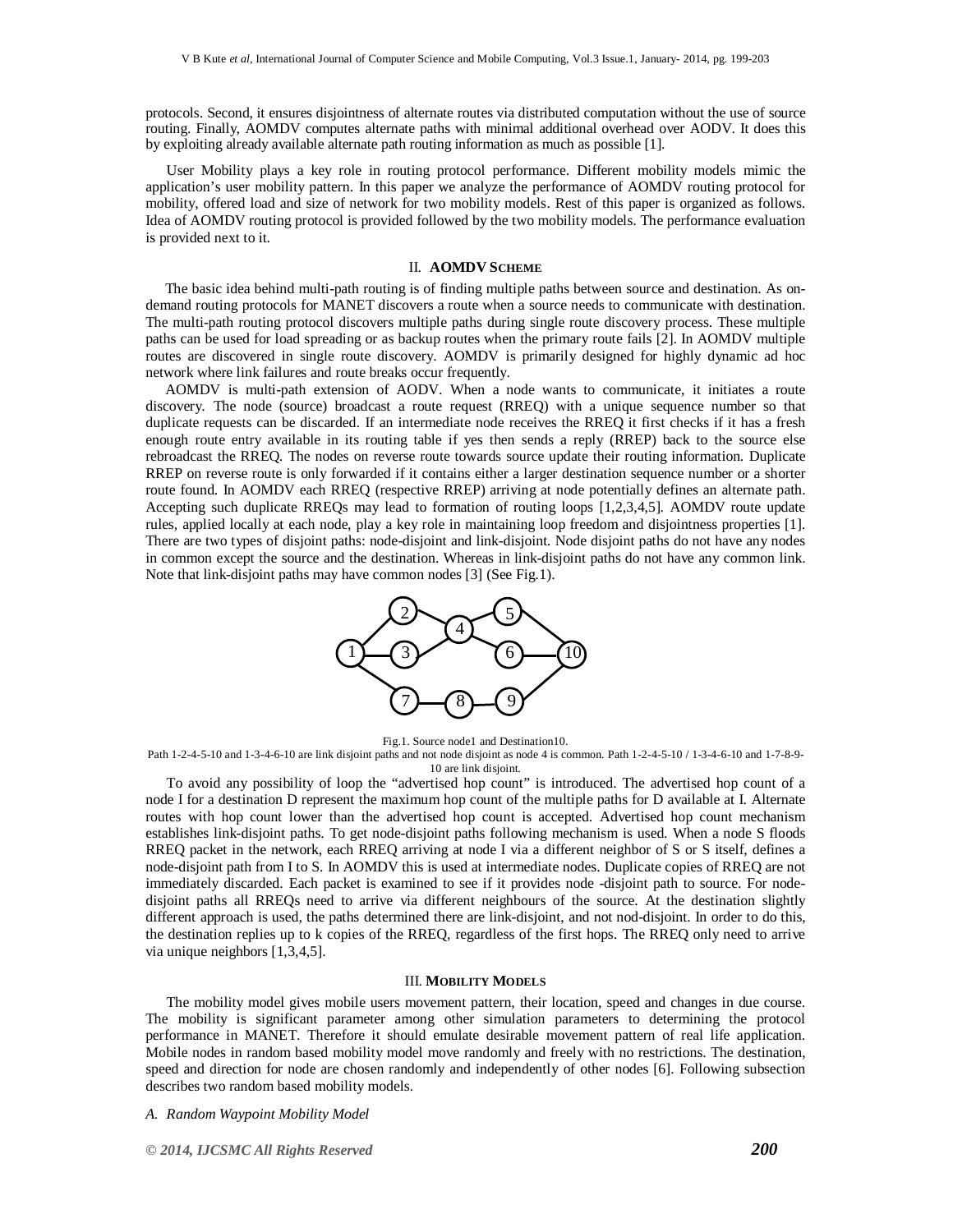protocols. Second, it ensures disjointness of alternate routes via distributed computation without the use of source routing. Finally, AOMDV computes alternate paths with minimal additional overhead over AODV. It does this by exploiting already available alternate path routing information as much as possible [1].

User Mobility plays a key role in routing protocol performance. Different mobility models mimic the application's user mobility pattern. In this paper we analyze the performance of AOMDV routing protocol for mobility, offered load and size of network for two mobility models. Rest of this paper is organized as follows. Idea of AOMDV routing protocol is provided followed by the two mobility models. The performance evaluation is provided next to it.

## II. AOMDV SCHEME

The basic idea behind multi-path routing is of finding multiple paths between source and destination. As on-demand routing protocols for MANET discovers a route when a source needs to communicate with destination. The multi-path routing protocol discovers multiple paths during single route discovery process. These multiple paths can be used for load spreading or as backup routes when the primary route fails [2]. In AOMDV multiple routes are discovered in single route discovery. AOMDV is primarily designed for highly dynamic ad hoc network where link failures and route breaks occur frequently.

AOMDV is multi-path extension of AODV. When a node wants to communicate, it initiates a route discovery. The node (source) broadcast a route request (RREQ) with a unique sequence number so that duplicate requests can be discarded. If an intermediate node receives the RREQ it first checks if it has a fresh enough route entry available in its routing table if yes then sends a reply (RREP) back to the source else rebroadcast the RREQ. The nodes on reverse route towards source update their routing information. Duplicate RREP on reverse route is only forwarded if it contains either a larger destination sequence number or a shorter route found. In AOMDV each RREQ (respective RREP) arriving at node potentially defines an alternate path. Accepting such duplicate RREQs may lead to formation of routing loops [1,2,3,4,5]. AOMDV route update rules, applied locally at each node, play a key role in maintaining loop freedom and disjointness properties [1]. There are two types of disjoint paths: node-disjoint and link-disjoint. Node disjoint paths do not have any nodes in common except the source and the destination. Whereas in link-disjoint paths do not have any common link. Note that link-disjoint paths may have common nodes [3] (See Fig.1).

Fig.1. Source node1 and Destination10.

Path 1-2-4-5-10 and 1-3-4-6-10 are link disjoint paths and not node disjoint as node 4 is common. Path 1-2-4-5-10 / 1-3-4-6-10 and 1-7-8-9-10 are link disjoint.

To avoid any possibility of loop the "advertised hop count" is introduced. The advertised hop count of a node I for a destination D represent the maximum hop count of the multiple paths for D available at I. Alternate routes with hop count lower than the advertised hop count is accepted. Advertised hop count mechanism establishes link-disjoint paths. To get node-disjoint paths following mechanism is used. When a node S floods RREQ packet in the network, each RREQ arriving at node I via a different neighbor of S or S itself, defines a node-disjoint path from I to S. In AOMDV this is used at intermediate nodes. Duplicate copies of RREQ are not immediately discarded. Each packet is examined to see if it provides node -disjoint path to source. For node-disjoint paths all RREQs need to arrive via different neighbours of the source. At the destination slightly different approach is used, the paths determined there are link-disjoint, and not nod-disjoint. In order to do this, the destination replies up to k copies of the RREQ, regardless of the first hops. The RREQ only need to arrive via unique neighbors [1,3,4,5].

## III. MOBILITY MODELS

The mobility model gives mobile users movement pattern, their location, speed and changes in due course. The mobility is significant parameter among other simulation parameters to determining the protocol performance in MANET. Therefore it should emulate desirable movement pattern of real life application. Mobile nodes in random based mobility model move randomly and freely with no restrictions. The destination, speed and direction for node are chosen randomly and independently of other nodes [6]. Following subsection describes two random based mobility models.

### *A. Random Waypoint Mobility Model*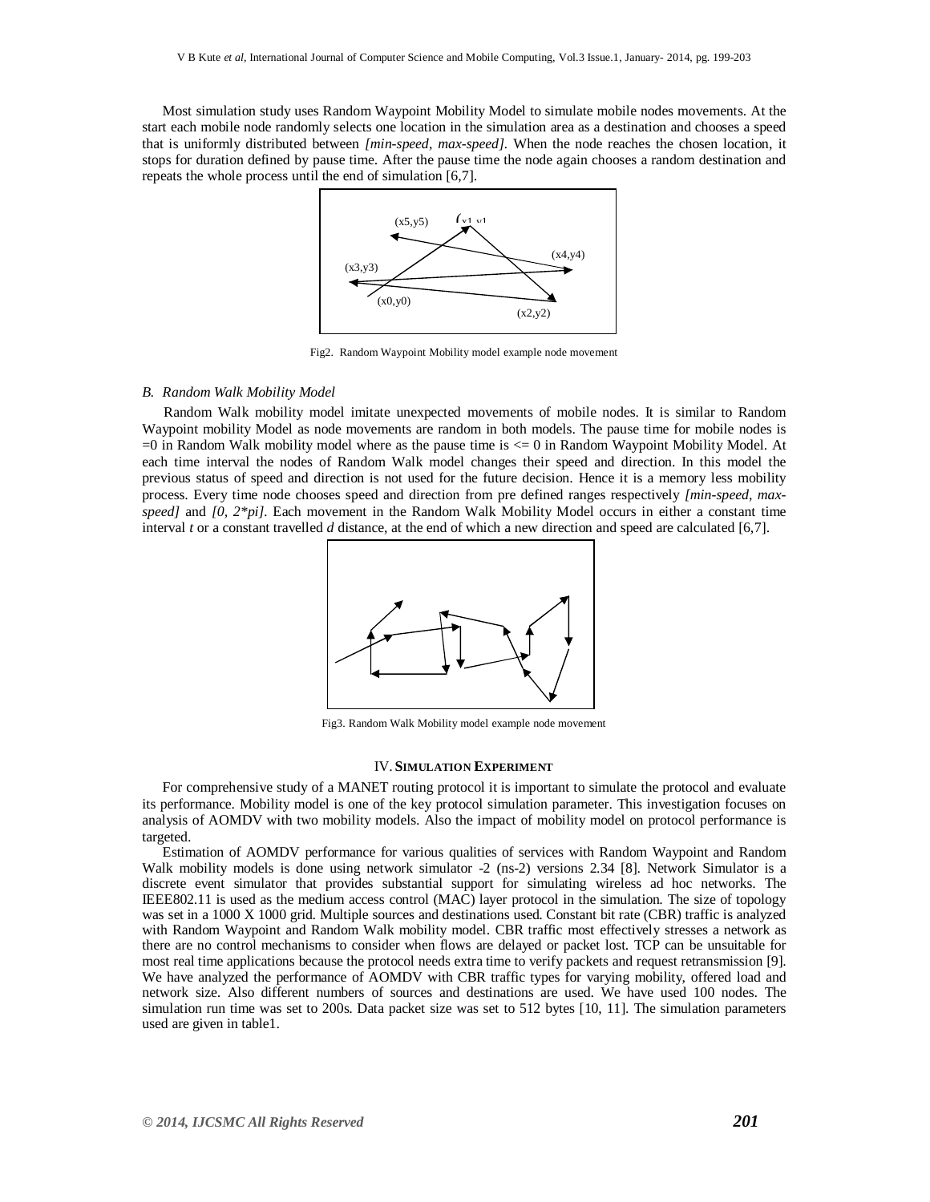Most simulation study uses Random Waypoint Mobility Model to simulate mobile nodes movements. At the start each mobile node randomly selects one location in the simulation area as a destination and chooses a speed that is uniformly distributed between *[min-speed, max-speed]*. When the node reaches the chosen location, it stops for duration defined by pause time. After the pause time the node again chooses a random destination and repeats the whole process until the end of simulation [6,7].

Fig2. Random Waypoint Mobility model example node movement

### *B. Random Walk Mobility Model*

Random Walk mobility model imitate unexpected movements of mobile nodes. It is similar to Random Waypoint mobility Model as node movements are random in both models. The pause time for mobile nodes is =0 in Random Walk mobility model where as the pause time is <= 0 in Random Waypoint Mobility Model. At each time interval the nodes of Random Walk model changes their speed and direction. In this model the previous status of speed and direction is not used for the future decision. Hence it is a memory less mobility process. Every time node chooses speed and direction from pre defined ranges respectively *[min-speed, max-speed]* and *[0, 2*pi]*. Each movement in the Random Walk Mobility Model occurs in either a constant time interval *t* or a constant travelled *d* distance, at the end of which a new direction and speed are calculated [6,7].

Fig3. Random Walk Mobility model example node movement

## IV. SIMULATION EXPERIMENT

For comprehensive study of a MANET routing protocol it is important to simulate the protocol and evaluate its performance. Mobility model is one of the key protocol simulation parameter. This investigation focuses on analysis of AOMDV with two mobility models. Also the impact of mobility model on protocol performance is targeted.

Estimation of AOMDV performance for various qualities of services with Random Waypoint and Random Walk mobility models is done using network simulator -2 (ns-2) versions 2.34 [8]. Network Simulator is a discrete event simulator that provides substantial support for simulating wireless ad hoc networks. The IEEE802.11 is used as the medium access control (MAC) layer protocol in the simulation. The size of topology was set in a 1000 X 1000 grid. Multiple sources and destinations used. Constant bit rate (CBR) traffic is analyzed with Random Waypoint and Random Walk mobility model. CBR traffic most effectively stresses a network as there are no control mechanisms to consider when flows are delayed or packet lost. TCP can be unsuitable for most real time applications because the protocol needs extra time to verify packets and request retransmission [9]. We have analyzed the performance of AOMDV with CBR traffic types for varying mobility, offered load and network size. Also different numbers of sources and destinations are used. We have used 100 nodes. The simulation run time was set to 200s. Data packet size was set to 512 bytes [10, 11]. The simulation parameters used are given in table1.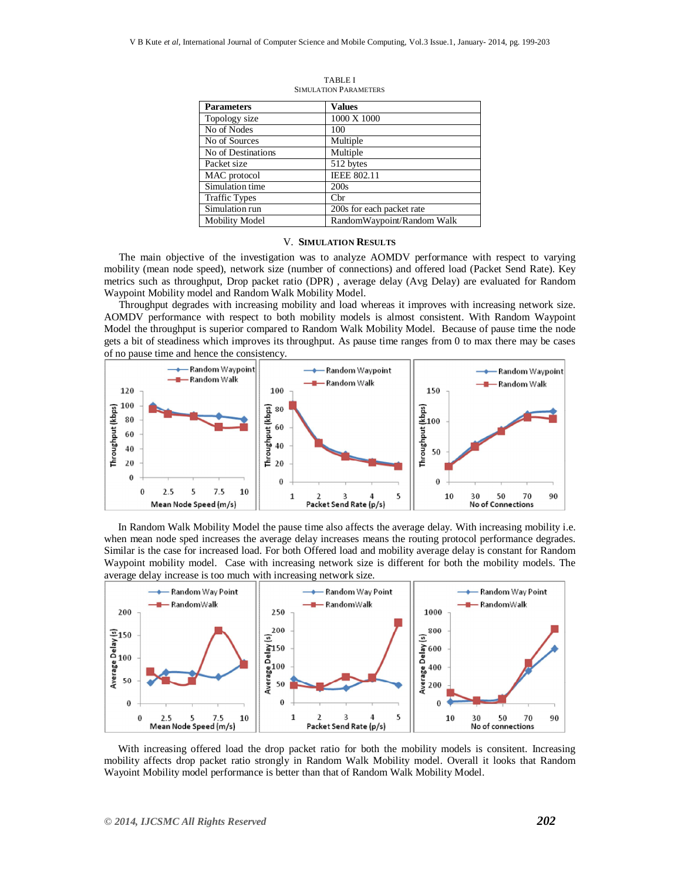TABLE I
SIMULATION PARAMETERS

| Parameters | Values |
|---|---|
| Topology size | 1000 X 1000 |
| No of Nodes | 100 |
| No of Sources | Multiple |
| No of Destinations | Multiple |
| Packet size | 512 bytes |
| MAC protocol | IEEE 802.11 |
| Simulation time | 200s |
| Traffic Types | Cbr |
| Simulation run | 200s for each packet rate |
| Mobility Model | RandomWaypoint/Random Walk |

## V. SIMULATION RESULTS

The main objective of the investigation was to analyze AOMDV performance with respect to varying mobility (mean node speed), network size (number of connections) and offered load (Packet Send Rate). Key metrics such as throughput, Drop packet ratio (DPR) , average delay (Avg Delay) are evaluated for Random Waypoint Mobility model and Random Walk Mobility Model.

Throughput degrades with increasing mobility and load whereas it improves with increasing network size. AOMDV performance with respect to both mobility models is almost consistent. With Random Waypoint Model the throughput is superior compared to Random Walk Mobility Model. Because of pause time the node gets a bit of steadiness which improves its throughput. As pause time ranges from 0 to max there may be cases of no pause time and hence the consistency.

In Random Walk Mobility Model the pause time also affects the average delay. With increasing mobility i.e. when mean node sped increases the average delay increases means the routing protocol performance degrades. Similar is the case for increased load. For both Offered load and mobility average delay is constant for Random Waypoint mobility model. Case with increasing network size is different for both the mobility models. The average delay increase is too much with increasing network size.

With increasing offered load the drop packet ratio for both the mobility models is consitent. Increasing mobility affects drop packet ratio strongly in Random Walk Mobility model. Overall it looks that Random Wayoint Mobility model performance is better than that of Random Walk Mobility Model.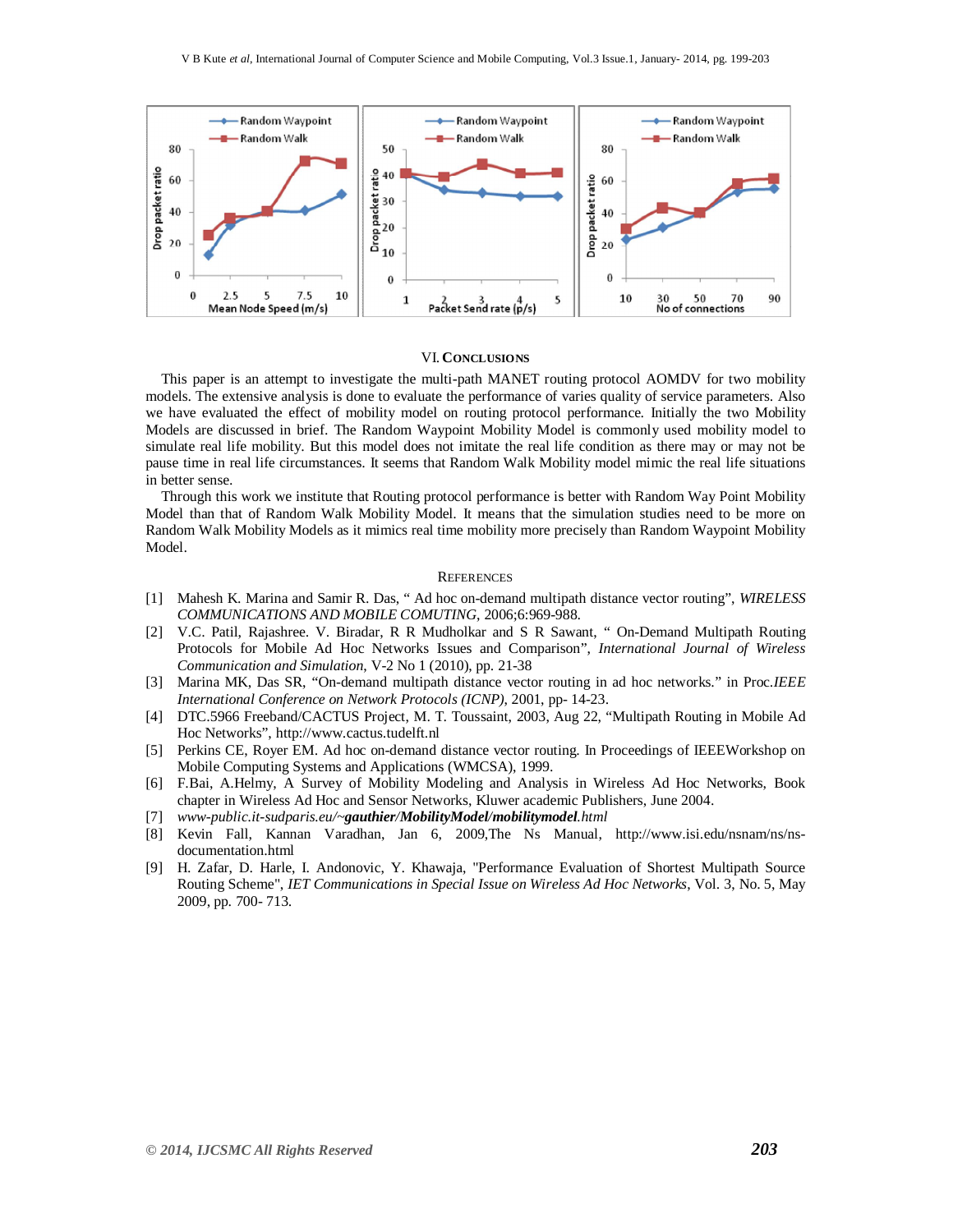Random Waypoint
Random Walk
Drop packet ratio
80
60
40
20
0
0 2.5 5 7.5 10
Mean Node Speed (m/s)

Random Waypoint
Random Walk
Drop packet ratio
50
40
30
20
10
0
1 2 3 4 5
Packet Send rate (p/s)

Random Waypoint
Random Walk
Drop packet ratio
80
60
40
20
0
10 30 50 70 90
No of connections

## VI. CONCLUSIONS

This paper is an attempt to investigate the multi-path MANET routing protocol AOMDV for two mobility models. The extensive analysis is done to evaluate the performance of varies quality of service parameters. Also we have evaluated the effect of mobility model on routing protocol performance. Initially the two Mobility Models are discussed in brief. The Random Waypoint Mobility Model is commonly used mobility model to simulate real life mobility. But this model does not imitate the real life condition as there may or may not be pause time in real life circumstances. It seems that Random Walk Mobility model mimic the real life situations in better sense.

Through this work we institute that Routing protocol performance is better with Random Way Point Mobility Model than that of Random Walk Mobility Model. It means that the simulation studies need to be more on Random Walk Mobility Models as it mimics real time mobility more precisely than Random Waypoint Mobility Model.

## REFERENCES

[1] Mahesh K. Marina and Samir R. Das, " Ad hoc on-demand multipath distance vector routing", *WIRELESS COMMUNICATIONS AND MOBILE COMUTING*, 2006;6:969-988.

[2] V.C. Patil, Rajashree. V. Biradar, R R Mudholkar and S R Sawant, " On-Demand Multipath Routing Protocols for Mobile Ad Hoc Networks Issues and Comparison", *International Journal of Wireless Communication and Simulation*, V-2 No 1 (2010), pp. 21-38

[3] Marina MK, Das SR, "On-demand multipath distance vector routing in ad hoc networks." in Proc.*IEEE International Conference on Network Protocols (ICNP)*, 2001, pp- 14-23.

[4] DTC.5966 Freeband/CACTUS Project, M. T. Toussaint, 2003, Aug 22, "Multipath Routing in Mobile Ad Hoc Networks", http://www.cactus.tudelft.nl

[5] Perkins CE, Royer EM. Ad hoc on-demand distance vector routing. In Proceedings of IEEEWorkshop on Mobile Computing Systems and Applications (WMCSA), 1999.

[6] F.Bai, A.Helmy, A Survey of Mobility Modeling and Analysis in Wireless Ad Hoc Networks, Book chapter in Wireless Ad Hoc and Sensor Networks, Kluwer academic Publishers, June 2004.

[7] *www-public.it-sudparis.eu/~**gauthier/MobilityModel/mobilitymodel**.html*

[8] Kevin Fall, Kannan Varadhan, Jan 6, 2009,The Ns Manual, http://www.isi.edu/nsnam/ns/ns-documentation.html

[9] H. Zafar, D. Harle, I. Andonovic, Y. Khawaja, "Performance Evaluation of Shortest Multipath Source Routing Scheme", *IET Communications in Special Issue on Wireless Ad Hoc Networks*, Vol. 3, No. 5, May 2009, pp. 700- 713.